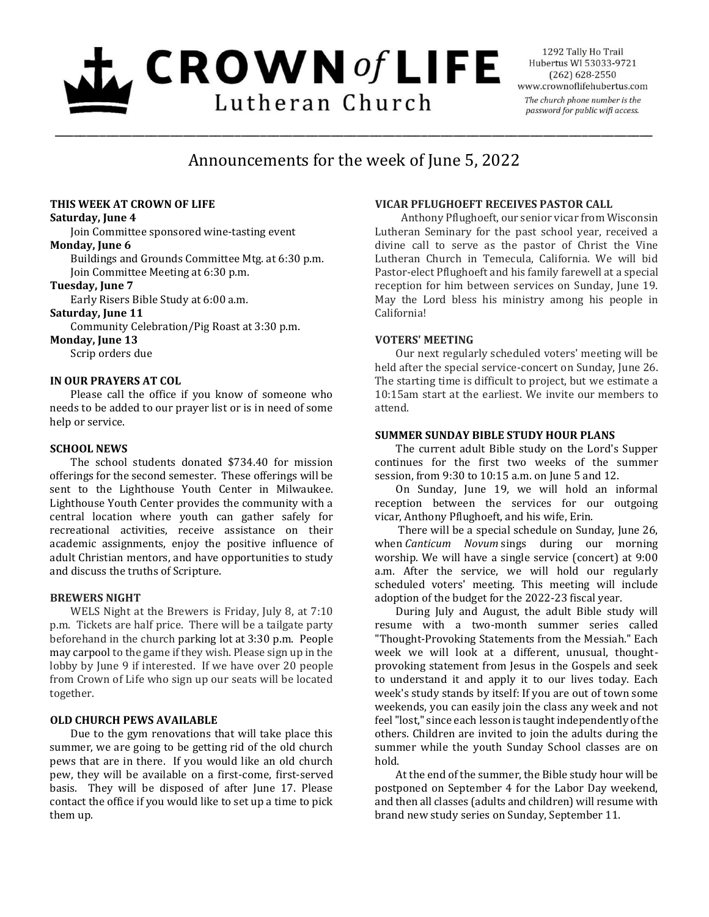# CROWN *of* LIFE Lutheran Church

1292 Tally Ho Trail
Hubertus WI 53033-9721
(262) 628-2550
www.crownoflifehubertus.com

*The church phone number is the password for public wifi access.*

## Announcements for the week of June 5, 2022

### THIS WEEK AT CROWN OF LIFE

**Saturday, June 4**
Join Committee sponsored wine-tasting event

**Monday, June 6**
Buildings and Grounds Committee Mtg. at 6:30 p.m.
Join Committee Meeting at 6:30 p.m.

**Tuesday, June 7**
Early Risers Bible Study at 6:00 a.m.

**Saturday, June 11**
Community Celebration/Pig Roast at 3:30 p.m.

**Monday, June 13**
Scrip orders due

### IN OUR PRAYERS AT COL

Please call the office if you know of someone who needs to be added to our prayer list or is in need of some help or service.

### SCHOOL NEWS

The school students donated $734.40 for mission offerings for the second semester. These offerings will be sent to the Lighthouse Youth Center in Milwaukee. Lighthouse Youth Center provides the community with a central location where youth can gather safely for recreational activities, receive assistance on their academic assignments, enjoy the positive influence of adult Christian mentors, and have opportunities to study and discuss the truths of Scripture.

### BREWERS NIGHT

WELS Night at the Brewers is Friday, July 8, at 7:10 p.m. Tickets are half price. There will be a tailgate party beforehand in the church parking lot at 3:30 p.m. People may carpool to the game if they wish. Please sign up in the lobby by June 9 if interested. If we have over 20 people from Crown of Life who sign up our seats will be located together.

### OLD CHURCH PEWS AVAILABLE

Due to the gym renovations that will take place this summer, we are going to be getting rid of the old church pews that are in there. If you would like an old church pew, they will be available on a first-come, first-served basis. They will be disposed of after June 17. Please contact the office if you would like to set up a time to pick them up.

### VICAR PFLUGHOEFT RECEIVES PASTOR CALL

Anthony Pflughoeft, our senior vicar from Wisconsin Lutheran Seminary for the past school year, received a divine call to serve as the pastor of Christ the Vine Lutheran Church in Temecula, California. We will bid Pastor-elect Pflughoeft and his family farewell at a special reception for him between services on Sunday, June 19. May the Lord bless his ministry among his people in California!

### VOTERS' MEETING

Our next regularly scheduled voters' meeting will be held after the special service-concert on Sunday, June 26. The starting time is difficult to project, but we estimate a 10:15am start at the earliest. We invite our members to attend.

### SUMMER SUNDAY BIBLE STUDY HOUR PLANS

The current adult Bible study on the Lord's Supper continues for the first two weeks of the summer session, from 9:30 to 10:15 a.m. on June 5 and 12.

On Sunday, June 19, we will hold an informal reception between the services for our outgoing vicar, Anthony Pflughoeft, and his wife, Erin.

There will be a special schedule on Sunday, June 26, when *Canticum Novum* sings during our morning worship. We will have a single service (concert) at 9:00 a.m. After the service, we will hold our regularly scheduled voters' meeting. This meeting will include adoption of the budget for the 2022-23 fiscal year.

During July and August, the adult Bible study will resume with a two-month summer series called "Thought-Provoking Statements from the Messiah." Each week we will look at a different, unusual, thought-provoking statement from Jesus in the Gospels and seek to understand it and apply it to our lives today. Each week's study stands by itself: If you are out of town some weekends, you can easily join the class any week and not feel "lost," since each lesson is taught independently of the others. Children are invited to join the adults during the summer while the youth Sunday School classes are on hold.

At the end of the summer, the Bible study hour will be postponed on September 4 for the Labor Day weekend, and then all classes (adults and children) will resume with brand new study series on Sunday, September 11.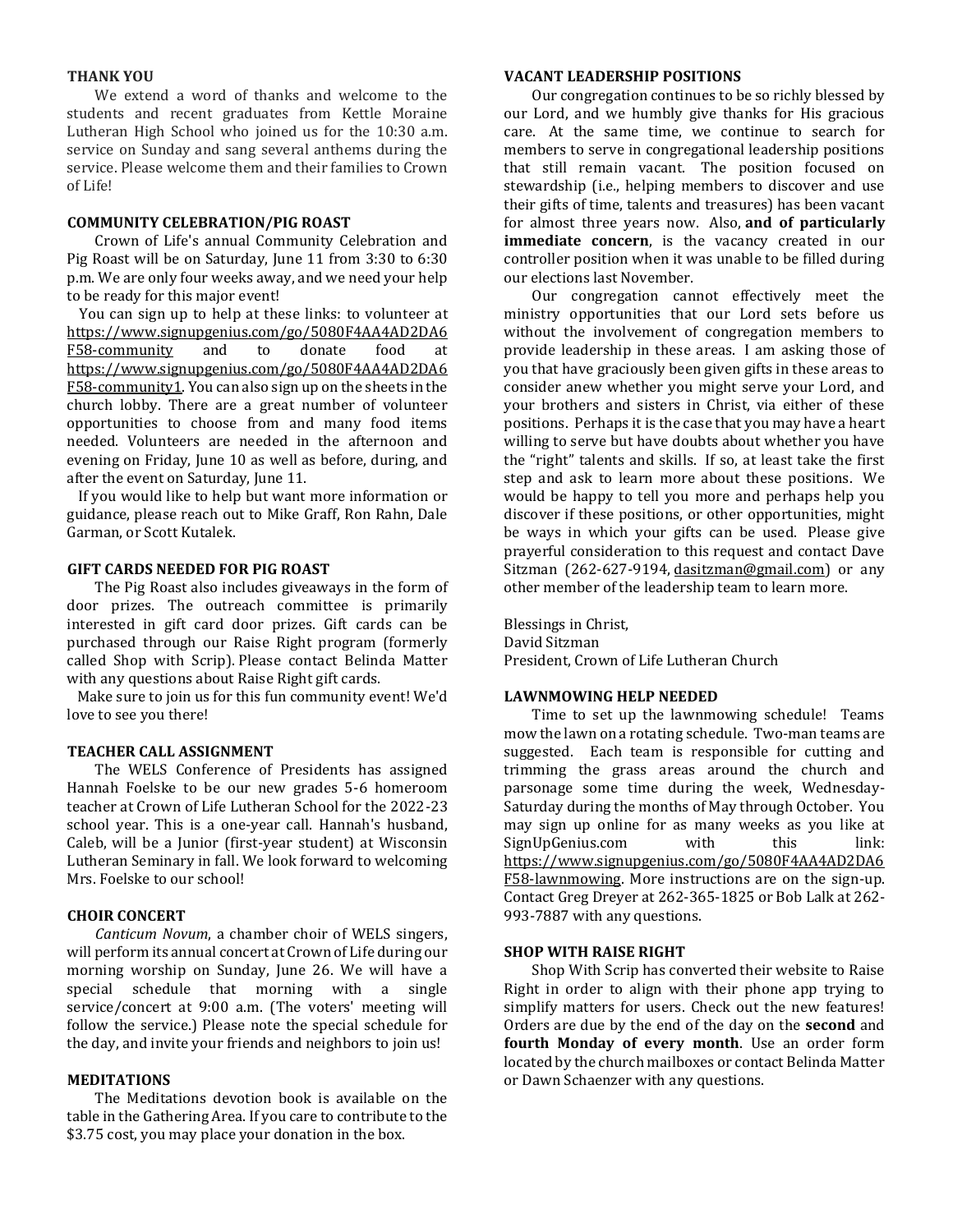**THANK YOU**

We extend a word of thanks and welcome to the students and recent graduates from Kettle Moraine Lutheran High School who joined us for the 10:30 a.m. service on Sunday and sang several anthems during the service. Please welcome them and their families to Crown of Life!

**COMMUNITY CELEBRATION/PIG ROAST**

Crown of Life's annual Community Celebration and Pig Roast will be on Saturday, June 11 from 3:30 to 6:30 p.m. We are only four weeks away, and we need your help to be ready for this major event!

You can sign up to help at these links: to volunteer at https://www.signupgenius.com/go/5080F4AA4AD2DA6F58-community and to donate food at https://www.signupgenius.com/go/5080F4AA4AD2DA6F58-community1. You can also sign up on the sheets in the church lobby. There are a great number of volunteer opportunities to choose from and many food items needed. Volunteers are needed in the afternoon and evening on Friday, June 10 as well as before, during, and after the event on Saturday, June 11.

If you would like to help but want more information or guidance, please reach out to Mike Graff, Ron Rahn, Dale Garman, or Scott Kutalek.

**GIFT CARDS NEEDED FOR PIG ROAST**

The Pig Roast also includes giveaways in the form of door prizes. The outreach committee is primarily interested in gift card door prizes. Gift cards can be purchased through our Raise Right program (formerly called Shop with Scrip). Please contact Belinda Matter with any questions about Raise Right gift cards.

Make sure to join us for this fun community event! We'd love to see you there!

**TEACHER CALL ASSIGNMENT**

The WELS Conference of Presidents has assigned Hannah Foelske to be our new grades 5-6 homeroom teacher at Crown of Life Lutheran School for the 2022-23 school year. This is a one-year call. Hannah's husband, Caleb, will be a Junior (first-year student) at Wisconsin Lutheran Seminary in fall. We look forward to welcoming Mrs. Foelske to our school!

**CHOIR CONCERT**

*Canticum Novum*, a chamber choir of WELS singers, will perform its annual concert at Crown of Life during our morning worship on Sunday, June 26. We will have a special schedule that morning with a single service/concert at 9:00 a.m. (The voters' meeting will follow the service.) Please note the special schedule for the day, and invite your friends and neighbors to join us!

**MEDITATIONS**

The Meditations devotion book is available on the table in the Gathering Area. If you care to contribute to the $3.75 cost, you may place your donation in the box.

**VACANT LEADERSHIP POSITIONS**

Our congregation continues to be so richly blessed by our Lord, and we humbly give thanks for His gracious care. At the same time, we continue to search for members to serve in congregational leadership positions that still remain vacant. The position focused on stewardship (i.e., helping members to discover and use their gifts of time, talents and treasures) has been vacant for almost three years now. Also, **and of particularly immediate concern**, is the vacancy created in our controller position when it was unable to be filled during our elections last November.

Our congregation cannot effectively meet the ministry opportunities that our Lord sets before us without the involvement of congregation members to provide leadership in these areas. I am asking those of you that have graciously been given gifts in these areas to consider anew whether you might serve your Lord, and your brothers and sisters in Christ, via either of these positions. Perhaps it is the case that you may have a heart willing to serve but have doubts about whether you have the "right" talents and skills. If so, at least take the first step and ask to learn more about these positions. We would be happy to tell you more and perhaps help you discover if these positions, or other opportunities, might be ways in which your gifts can be used. Please give prayerful consideration to this request and contact Dave Sitzman (262-627-9194, dasitzman@gmail.com) or any other member of the leadership team to learn more.

Blessings in Christ,
David Sitzman
President, Crown of Life Lutheran Church

**LAWNMOWING HELP NEEDED**

Time to set up the lawnmowing schedule! Teams mow the lawn on a rotating schedule. Two-man teams are suggested. Each team is responsible for cutting and trimming the grass areas around the church and parsonage some time during the week, Wednesday-Saturday during the months of May through October. You may sign up online for as many weeks as you like at SignUpGenius.com with this link: https://www.signupgenius.com/go/5080F4AA4AD2DA6F58-lawnmowing. More instructions are on the sign-up. Contact Greg Dreyer at 262-365-1825 or Bob Lalk at 262-993-7887 with any questions.

**SHOP WITH RAISE RIGHT**

Shop With Scrip has converted their website to Raise Right in order to align with their phone app trying to simplify matters for users. Check out the new features! Orders are due by the end of the day on the **second** and **fourth Monday of every month**. Use an order form located by the church mailboxes or contact Belinda Matter or Dawn Schaenzer with any questions.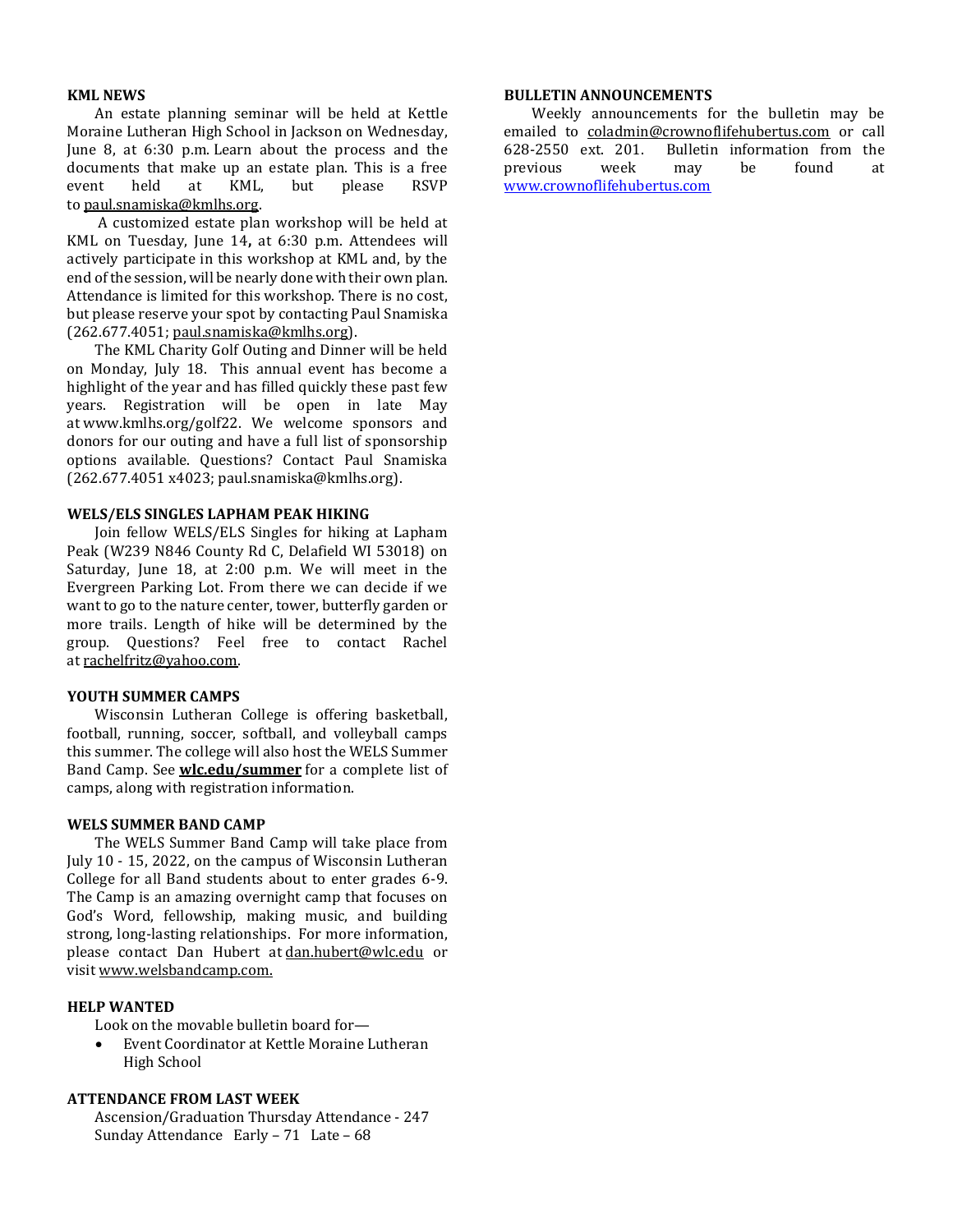**KML NEWS**

An estate planning seminar will be held at Kettle Moraine Lutheran High School in Jackson on Wednesday, June 8, at 6:30 p.m. Learn about the process and the documents that make up an estate plan. This is a free event held at KML, but please RSVP to paul.snamiska@kmlhs.org.

A customized estate plan workshop will be held at KML on Tuesday, June 14**,** at 6:30 p.m. Attendees will actively participate in this workshop at KML and, by the end of the session, will be nearly done with their own plan. Attendance is limited for this workshop. There is no cost, but please reserve your spot by contacting Paul Snamiska (262.677.4051; paul.snamiska@kmlhs.org).

The KML Charity Golf Outing and Dinner will be held on Monday, July 18. This annual event has become a highlight of the year and has filled quickly these past few years. Registration will be open in late May at www.kmlhs.org/golf22. We welcome sponsors and donors for our outing and have a full list of sponsorship options available. Questions? Contact Paul Snamiska (262.677.4051 x4023; paul.snamiska@kmlhs.org).

**WELS/ELS SINGLES LAPHAM PEAK HIKING**

Join fellow WELS/ELS Singles for hiking at Lapham Peak (W239 N846 County Rd C, Delafield WI 53018) on Saturday, June 18, at 2:00 p.m. We will meet in the Evergreen Parking Lot. From there we can decide if we want to go to the nature center, tower, butterfly garden or more trails. Length of hike will be determined by the group. Questions? Feel free to contact Rachel at rachelfritz@yahoo.com.

**YOUTH SUMMER CAMPS**

Wisconsin Lutheran College is offering basketball, football, running, soccer, softball, and volleyball camps this summer. The college will also host the WELS Summer Band Camp. See **wlc.edu/summer** for a complete list of camps, along with registration information.

**WELS SUMMER BAND CAMP**

The WELS Summer Band Camp will take place from July 10 - 15, 2022, on the campus of Wisconsin Lutheran College for all Band students about to enter grades 6-9. The Camp is an amazing overnight camp that focuses on God's Word, fellowship, making music, and building strong, long-lasting relationships. For more information, please contact Dan Hubert at dan.hubert@wlc.edu or visit www.welsbandcamp.com.

**HELP WANTED**

Look on the movable bulletin board for—

- Event Coordinator at Kettle Moraine Lutheran High School

**ATTENDANCE FROM LAST WEEK**

Ascension/Graduation Thursday Attendance - 247
Sunday Attendance Early – 71 Late – 68

**BULLETIN ANNOUNCEMENTS**

Weekly announcements for the bulletin may be emailed to coladmin@crownoflifehubertus.com or call 628-2550 ext. 201. Bulletin information from the previous week may be found at www.crownoflifehubertus.com